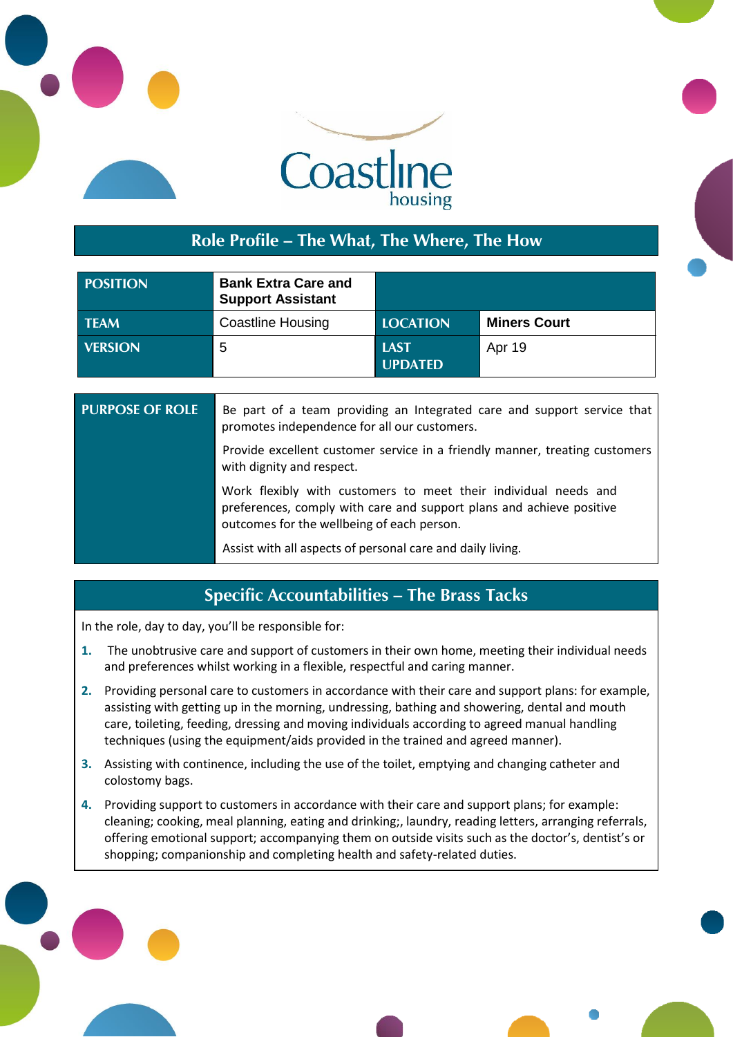Coastline housing

## Role Profile – The What, The Where, The How

| POSITION | Bank Extra Care and Support Assistant | | |
|---|---|---|---|
| TEAM | Coastline Housing | LOCATION | Miners Court |
| VERSION | 5 | LAST UPDATED | Apr 19 |

| PURPOSE OF ROLE | Be part of a team providing an Integrated care and support service that promotes independence for all our customers.<br><br>Provide excellent customer service in a friendly manner, treating customers with dignity and respect.<br><br>Work flexibly with customers to meet their individual needs and preferences, comply with care and support plans and achieve positive outcomes for the wellbeing of each person.<br><br>Assist with all aspects of personal care and daily living. |
|---|---|

## Specific Accountabilities – The Brass Tacks

In the role, day to day, you'll be responsible for:

1. The unobtrusive care and support of customers in their own home, meeting their individual needs and preferences whilst working in a flexible, respectful and caring manner.
2. Providing personal care to customers in accordance with their care and support plans: for example, assisting with getting up in the morning, undressing, bathing and showering, dental and mouth care, toileting, feeding, dressing and moving individuals according to agreed manual handling techniques (using the equipment/aids provided in the trained and agreed manner).
3. Assisting with continence, including the use of the toilet, emptying and changing catheter and colostomy bags.
4. Providing support to customers in accordance with their care and support plans; for example: cleaning; cooking, meal planning, eating and drinking;, laundry, reading letters, arranging referrals, offering emotional support; accompanying them on outside visits such as the doctor's, dentist's or shopping; companionship and completing health and safety-related duties.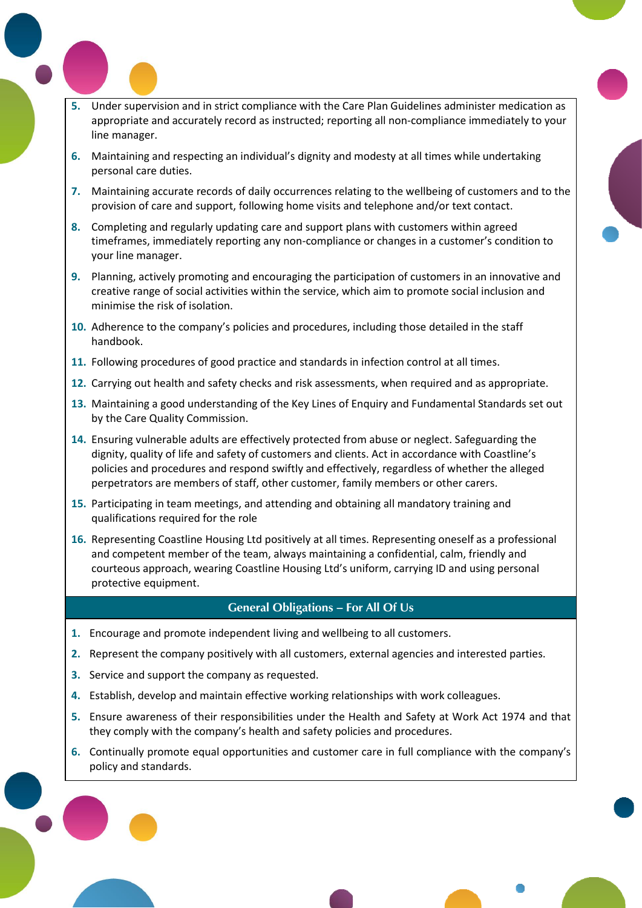5. Under supervision and in strict compliance with the Care Plan Guidelines administer medication as appropriate and accurately record as instructed; reporting all non-compliance immediately to your line manager.
6. Maintaining and respecting an individual's dignity and modesty at all times while undertaking personal care duties.
7. Maintaining accurate records of daily occurrences relating to the wellbeing of customers and to the provision of care and support, following home visits and telephone and/or text contact.
8. Completing and regularly updating care and support plans with customers within agreed timeframes, immediately reporting any non-compliance or changes in a customer's condition to your line manager.
9. Planning, actively promoting and encouraging the participation of customers in an innovative and creative range of social activities within the service, which aim to promote social inclusion and minimise the risk of isolation.
10. Adherence to the company's policies and procedures, including those detailed in the staff handbook.
11. Following procedures of good practice and standards in infection control at all times.
12. Carrying out health and safety checks and risk assessments, when required and as appropriate.
13. Maintaining a good understanding of the Key Lines of Enquiry and Fundamental Standards set out by the Care Quality Commission.
14. Ensuring vulnerable adults are effectively protected from abuse or neglect. Safeguarding the dignity, quality of life and safety of customers and clients. Act in accordance with Coastline's policies and procedures and respond swiftly and effectively, regardless of whether the alleged perpetrators are members of staff, other customer, family members or other carers.
15. Participating in team meetings, and attending and obtaining all mandatory training and qualifications required for the role
16. Representing Coastline Housing Ltd positively at all times. Representing oneself as a professional and competent member of the team, always maintaining a confidential, calm, friendly and courteous approach, wearing Coastline Housing Ltd's uniform, carrying ID and using personal protective equipment.

## General Obligations – For All Of Us

1. Encourage and promote independent living and wellbeing to all customers.
2. Represent the company positively with all customers, external agencies and interested parties.
3. Service and support the company as requested.
4. Establish, develop and maintain effective working relationships with work colleagues.
5. Ensure awareness of their responsibilities under the Health and Safety at Work Act 1974 and that they comply with the company's health and safety policies and procedures.
6. Continually promote equal opportunities and customer care in full compliance with the company's policy and standards.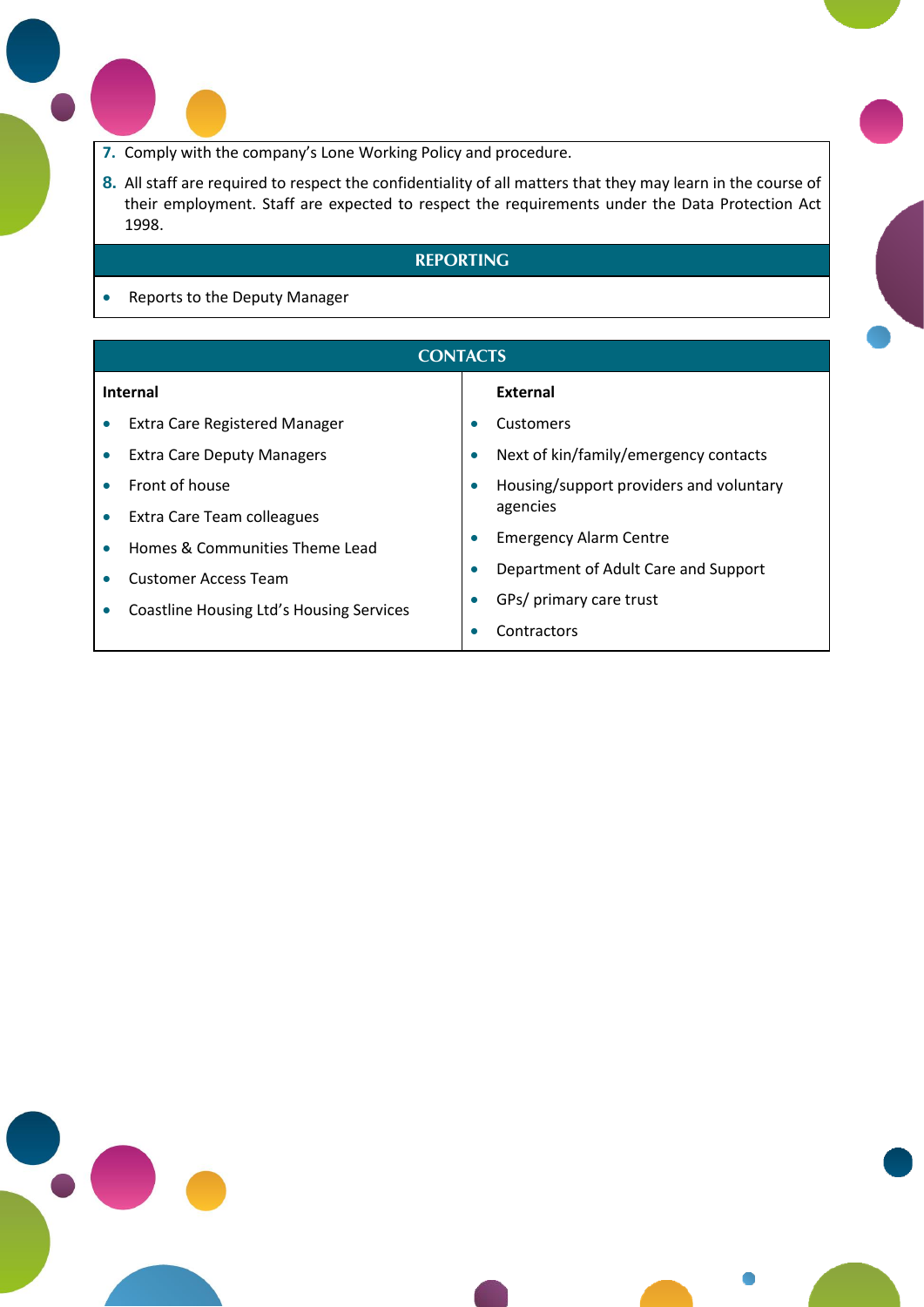7. Comply with the company's Lone Working Policy and procedure.
8. All staff are required to respect the confidentiality of all matters that they may learn in the course of their employment. Staff are expected to respect the requirements under the Data Protection Act 1998.

## REPORTING

- Reports to the Deputy Manager

## CONTACTS

| Internal | External |
|---|---|
| • Extra Care Registered Manager | • Customers |
| • Extra Care Deputy Managers | • Next of kin/family/emergency contacts |
| • Front of house | • Housing/support providers and voluntary agencies |
| • Extra Care Team colleagues | • Emergency Alarm Centre |
| • Homes & Communities Theme Lead | • Department of Adult Care and Support |
| • Customer Access Team | • GPs/ primary care trust |
| • Coastline Housing Ltd's Housing Services | • Contractors |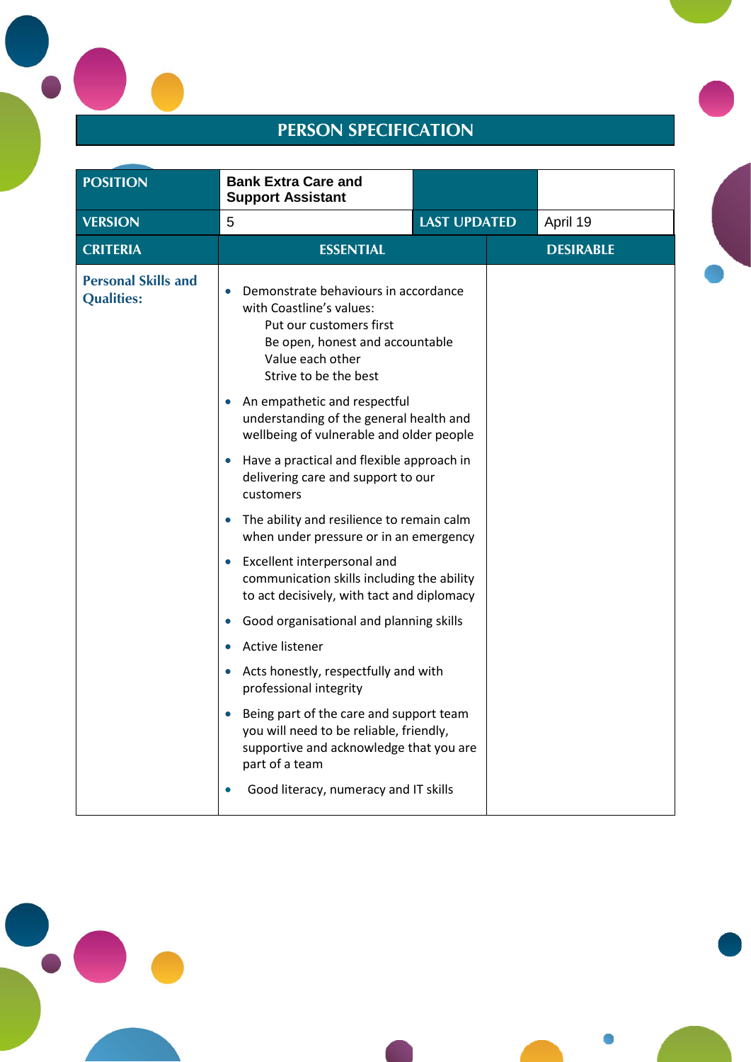# PERSON SPECIFICATION

| POSITION | Bank Extra Care and Support Assistant | | |
|---|---|---|---|
| VERSION | 5 | LAST UPDATED | April 19 |

| CRITERIA | ESSENTIAL | DESIRABLE |
|---|---|---|
| Personal Skills and Qualities: | • Demonstrate behaviours in accordance with Coastline's values:<br>Put our customers first<br>Be open, honest and accountable<br>Value each other<br>Strive to be the best<br>• An empathetic and respectful understanding of the general health and wellbeing of vulnerable and older people<br>• Have a practical and flexible approach in delivering care and support to our customers<br>• The ability and resilience to remain calm when under pressure or in an emergency<br>• Excellent interpersonal and communication skills including the ability to act decisively, with tact and diplomacy<br>• Good organisational and planning skills<br>• Active listener<br>• Acts honestly, respectfully and with professional integrity<br>• Being part of the care and support team you will need to be reliable, friendly, supportive and acknowledge that you are part of a team<br>• Good literacy, numeracy and IT skills | |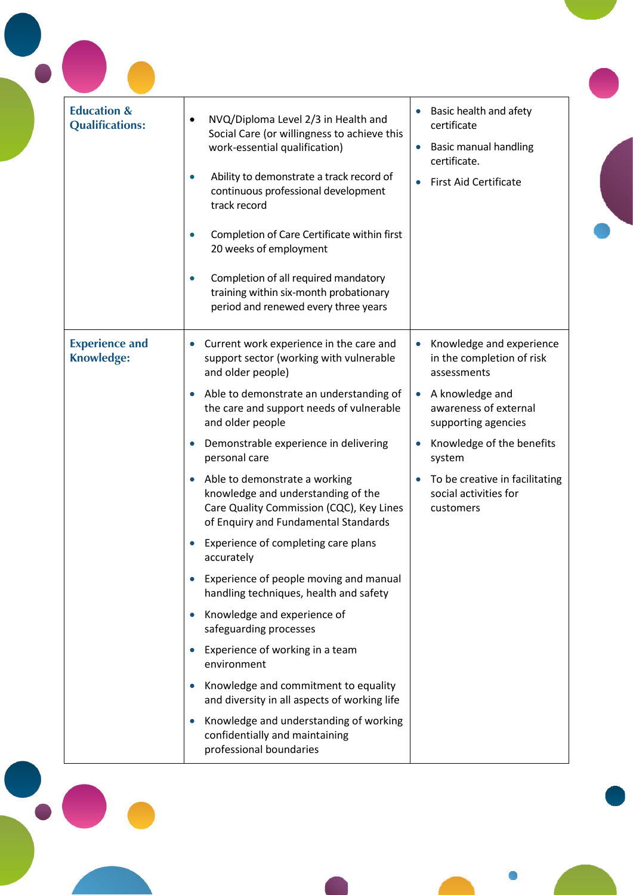| | | |
|---|---|---|
| **Education & Qualifications:** | • NVQ/Diploma Level 2/3 in Health and Social Care (or willingness to achieve this work-essential qualification)<br><br>• Ability to demonstrate a track record of continuous professional development track record<br><br>• Completion of Care Certificate within first 20 weeks of employment<br><br>• Completion of all required mandatory training within six-month probationary period and renewed every three years | • Basic health and afety certificate<br><br>• Basic manual handling certificate.<br><br>• First Aid Certificate |
| **Experience and Knowledge:** | • Current work experience in the care and support sector (working with vulnerable and older people)<br><br>• Able to demonstrate an understanding of the care and support needs of vulnerable and older people<br><br>• Demonstrable experience in delivering personal care<br><br>• Able to demonstrate a working knowledge and understanding of the Care Quality Commission (CQC), Key Lines of Enquiry and Fundamental Standards<br><br>• Experience of completing care plans accurately<br><br>• Experience of people moving and manual handling techniques, health and safety<br><br>• Knowledge and experience of safeguarding processes<br><br>• Experience of working in a team environment<br><br>• Knowledge and commitment to equality and diversity in all aspects of working life<br><br>• Knowledge and understanding of working confidentially and maintaining professional boundaries | • Knowledge and experience in the completion of risk assessments<br><br>• A knowledge and awareness of external supporting agencies<br><br>• Knowledge of the benefits system<br><br>• To be creative in facilitating social activities for customers |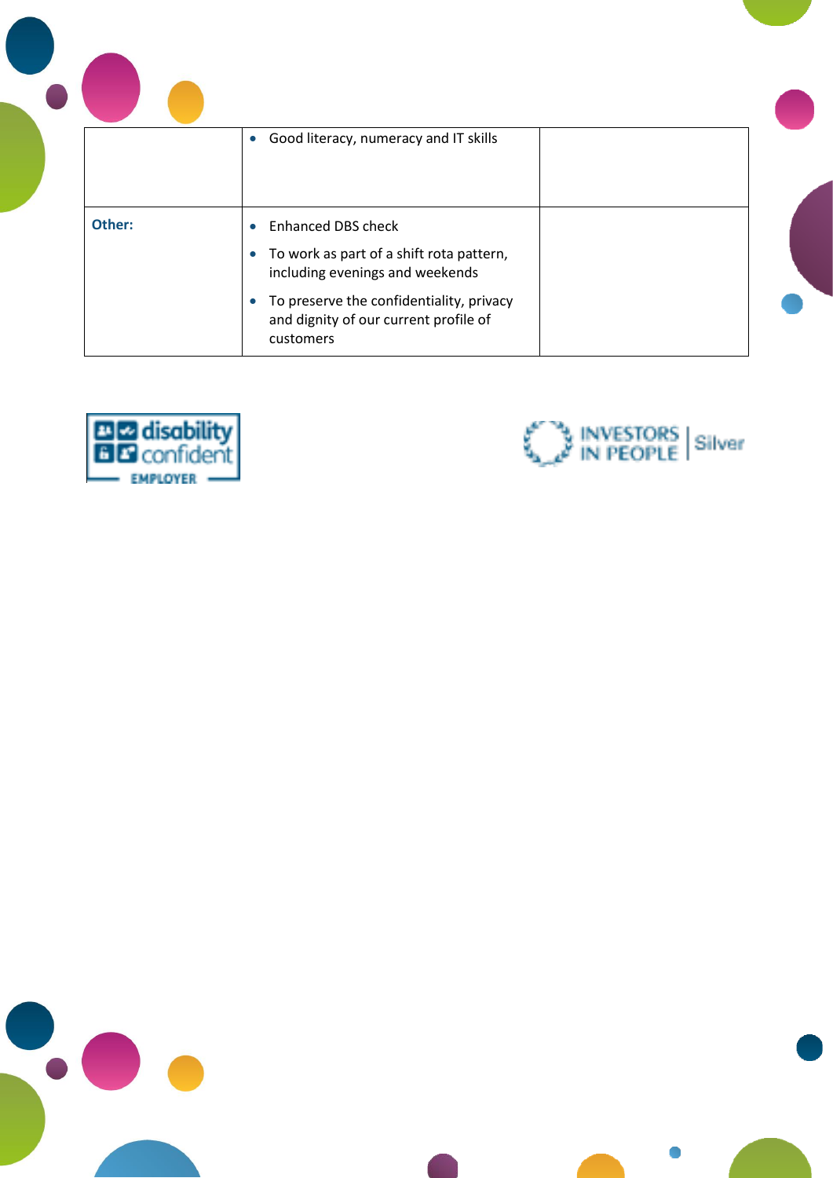| | | |
|---|---|---|
| | • Good literacy, numeracy and IT skills | |
| **Other:** | • Enhanced DBS check<br>• To work as part of a shift rota pattern, including evenings and weekends<br>• To preserve the confidentiality, privacy and dignity of our current profile of customers | |

disability confident EMPLOYER

INVESTORS IN PEOPLE | Silver